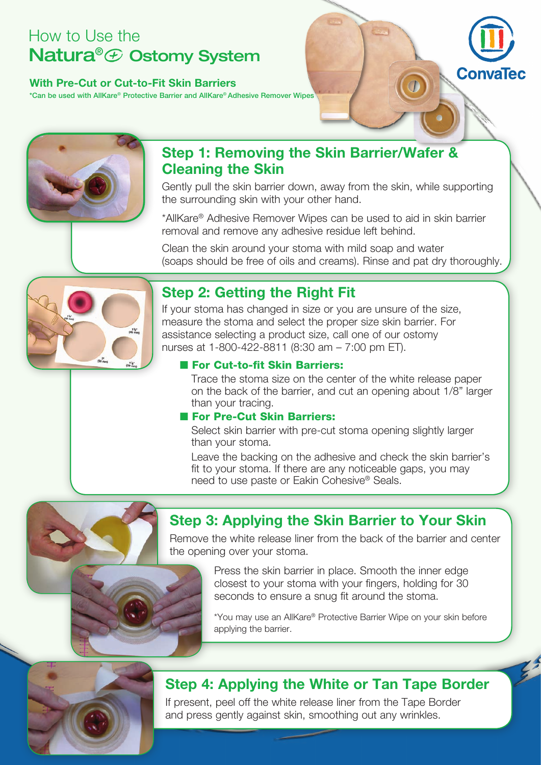# How to Use the Natura® ⊕ Ostomy System

**With Pre-Cut or Cut-to-Fit Skin Barriers**

*Can be used with AllKare® Protective Barrier and AllKare® Adhesive Remover Wipes

ConvaTec

## Step 1: Removing the Skin Barrier/Wafer & Cleaning the Skin

Gently pull the skin barrier down, away from the skin, while supporting the surrounding skin with your other hand.

*AllKare® Adhesive Remover Wipes can be used to aid in skin barrier removal and remove any adhesive residue left behind.

Clean the skin around your stoma with mild soap and water (soaps should be free of oils and creams). Rinse and pat dry thoroughly.

## Step 2: Getting the Right Fit

If your stoma has changed in size or you are unsure of the size, measure the stoma and select the proper size skin barrier. For assistance selecting a product size, call one of our ostomy nurses at 1-800-422-8811 (8:30 am – 7:00 pm ET).

- **For Cut-to-fit Skin Barriers:**

  Trace the stoma size on the center of the white release paper on the back of the barrier, and cut an opening about 1/8" larger than your tracing.

- **For Pre-Cut Skin Barriers:**

  Select skin barrier with pre-cut stoma opening slightly larger than your stoma.

  Leave the backing on the adhesive and check the skin barrier's fit to your stoma. If there are any noticeable gaps, you may need to use paste or Eakin Cohesive® Seals.

## Step 3: Applying the Skin Barrier to Your Skin

Remove the white release liner from the back of the barrier and center the opening over your stoma.

Press the skin barrier in place. Smooth the inner edge closest to your stoma with your fingers, holding for 30 seconds to ensure a snug fit around the stoma.

*You may use an AllKare® Protective Barrier Wipe on your skin before applying the barrier.

## Step 4: Applying the White or Tan Tape Border

If present, peel off the white release liner from the Tape Border and press gently against skin, smoothing out any wrinkles.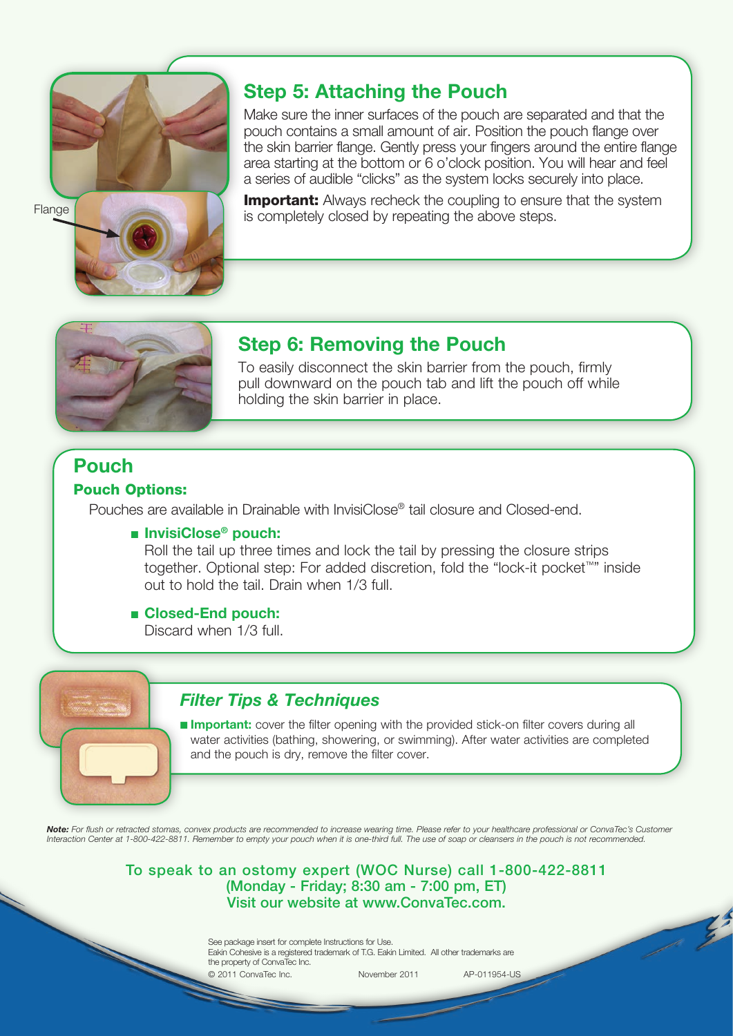Flange

## Step 5: Attaching the Pouch

Make sure the inner surfaces of the pouch are separated and that the pouch contains a small amount of air. Position the pouch flange over the skin barrier flange. Gently press your fingers around the entire flange area starting at the bottom or 6 o'clock position. You will hear and feel a series of audible "clicks" as the system locks securely into place.

**Important:** Always recheck the coupling to ensure that the system is completely closed by repeating the above steps.

## Step 6: Removing the Pouch

To easily disconnect the skin barrier from the pouch, firmly pull downward on the pouch tab and lift the pouch off while holding the skin barrier in place.

## Pouch

### Pouch Options:

Pouches are available in Drainable with InvisiClose® tail closure and Closed-end.

- **InvisiClose® pouch:**
  Roll the tail up three times and lock the tail by pressing the closure strips together. Optional step: For added discretion, fold the "lock-it pocket™" inside out to hold the tail. Drain when 1/3 full.

- **Closed-End pouch:**
  Discard when 1/3 full.

## *Filter Tips & Techniques*

- **Important:** cover the filter opening with the provided stick-on filter covers during all water activities (bathing, showering, or swimming). After water activities are completed and the pouch is dry, remove the filter cover.

***Note:*** *For flush or retracted stomas, convex products are recommended to increase wearing time. Please refer to your healthcare professional or ConvaTec's Customer Interaction Center at 1-800-422-8811. Remember to empty your pouch when it is one-third full. The use of soap or cleansers in the pouch is not recommended.*

**To speak to an ostomy expert (WOC Nurse) call 1-800-422-8811**
**(Monday - Friday; 8:30 am - 7:00 pm, ET)**
**Visit our website at www.ConvaTec.com.**

See package insert for complete Instructions for Use.
Eakin Cohesive is a registered trademark of T.G. Eakin Limited. All other trademarks are the property of ConvaTec Inc.
© 2011 ConvaTec Inc. November 2011 AP-011954-US